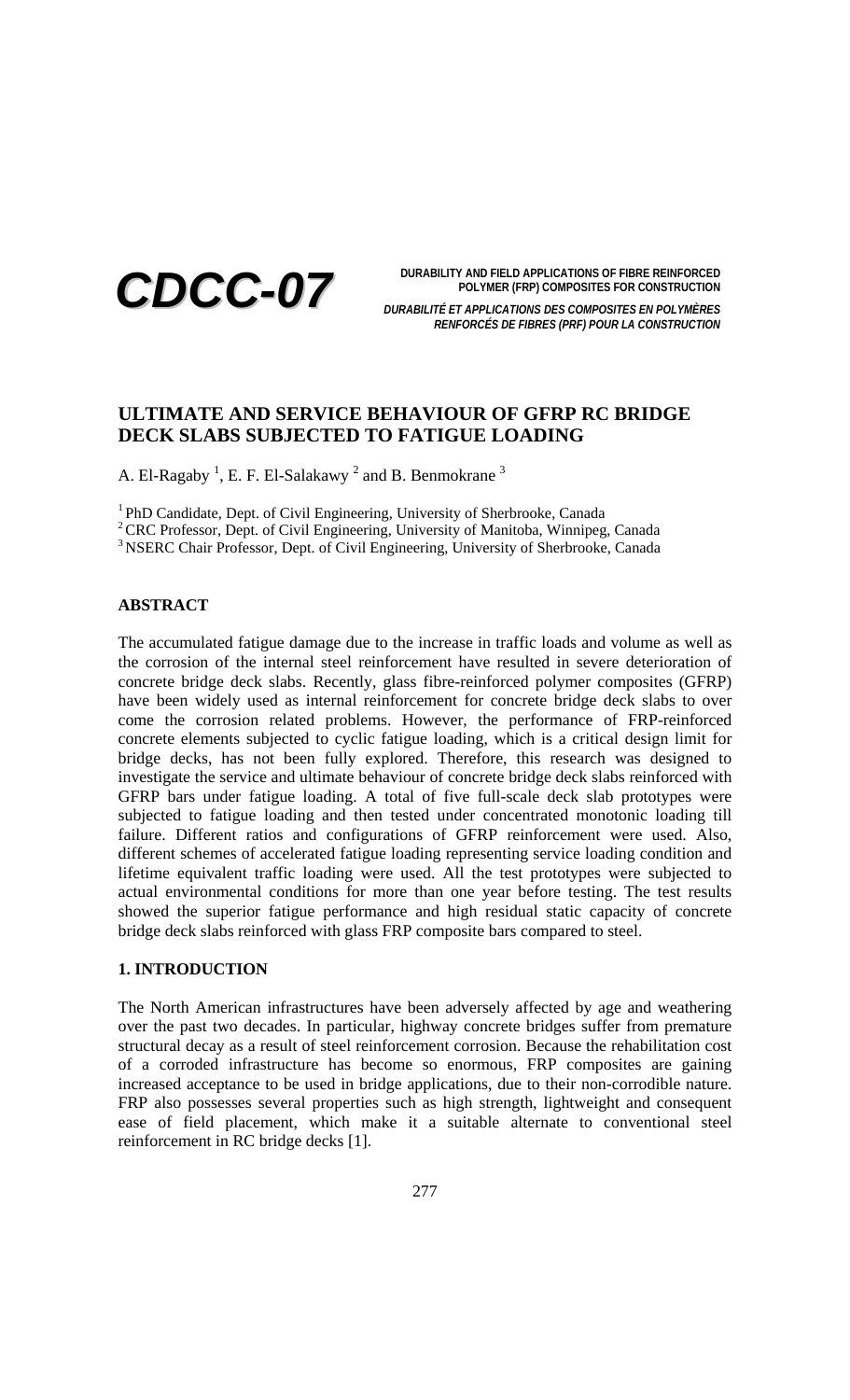**CDCC-07**

**DURABILITY AND FIELD APPLICATIONS OF FIBRE REINFORCED POLYMER (FRP) COMPOSITES FOR CONSTRUCTION**

*DURABILITÉ ET APPLICATIONS DES COMPOSITES EN POLYMÈRES RENFORCÉS DE FIBRES (PRF) POUR LA CONSTRUCTION*

# ULTIMATE AND SERVICE BEHAVIOUR OF GFRP RC BRIDGE DECK SLABS SUBJECTED TO FATIGUE LOADING

A. El-Ragaby [1], E. F. El-Salakawy [2] and B. Benmokrane [3]

[1] PhD Candidate, Dept. of Civil Engineering, University of Sherbrooke, Canada
[2] CRC Professor, Dept. of Civil Engineering, University of Manitoba, Winnipeg, Canada
[3] NSERC Chair Professor, Dept. of Civil Engineering, University of Sherbrooke, Canada

## ABSTRACT

The accumulated fatigue damage due to the increase in traffic loads and volume as well as the corrosion of the internal steel reinforcement have resulted in severe deterioration of concrete bridge deck slabs. Recently, glass fibre-reinforced polymer composites (GFRP) have been widely used as internal reinforcement for concrete bridge deck slabs to over come the corrosion related problems. However, the performance of FRP-reinforced concrete elements subjected to cyclic fatigue loading, which is a critical design limit for bridge decks, has not been fully explored. Therefore, this research was designed to investigate the service and ultimate behaviour of concrete bridge deck slabs reinforced with GFRP bars under fatigue loading. A total of five full-scale deck slab prototypes were subjected to fatigue loading and then tested under concentrated monotonic loading till failure. Different ratios and configurations of GFRP reinforcement were used. Also, different schemes of accelerated fatigue loading representing service loading condition and lifetime equivalent traffic loading were used. All the test prototypes were subjected to actual environmental conditions for more than one year before testing. The test results showed the superior fatigue performance and high residual static capacity of concrete bridge deck slabs reinforced with glass FRP composite bars compared to steel.

## 1. INTRODUCTION

The North American infrastructures have been adversely affected by age and weathering over the past two decades. In particular, highway concrete bridges suffer from premature structural decay as a result of steel reinforcement corrosion. Because the rehabilitation cost of a corroded infrastructure has become so enormous, FRP composites are gaining increased acceptance to be used in bridge applications, due to their non-corrodible nature. FRP also possesses several properties such as high strength, lightweight and consequent ease of field placement, which make it a suitable alternate to conventional steel reinforcement in RC bridge decks [1].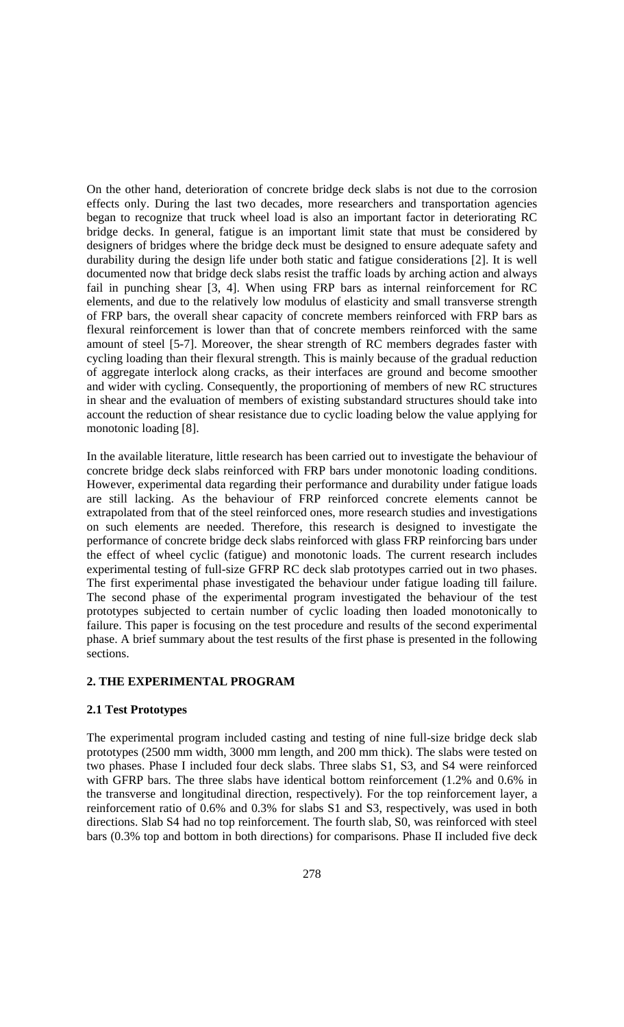On the other hand, deterioration of concrete bridge deck slabs is not due to the corrosion effects only. During the last two decades, more researchers and transportation agencies began to recognize that truck wheel load is also an important factor in deteriorating RC bridge decks. In general, fatigue is an important limit state that must be considered by designers of bridges where the bridge deck must be designed to ensure adequate safety and durability during the design life under both static and fatigue considerations [2]. It is well documented now that bridge deck slabs resist the traffic loads by arching action and always fail in punching shear [3, 4]. When using FRP bars as internal reinforcement for RC elements, and due to the relatively low modulus of elasticity and small transverse strength of FRP bars, the overall shear capacity of concrete members reinforced with FRP bars as flexural reinforcement is lower than that of concrete members reinforced with the same amount of steel [5-7]. Moreover, the shear strength of RC members degrades faster with cycling loading than their flexural strength. This is mainly because of the gradual reduction of aggregate interlock along cracks, as their interfaces are ground and become smoother and wider with cycling. Consequently, the proportioning of members of new RC structures in shear and the evaluation of members of existing substandard structures should take into account the reduction of shear resistance due to cyclic loading below the value applying for monotonic loading [8].

In the available literature, little research has been carried out to investigate the behaviour of concrete bridge deck slabs reinforced with FRP bars under monotonic loading conditions. However, experimental data regarding their performance and durability under fatigue loads are still lacking. As the behaviour of FRP reinforced concrete elements cannot be extrapolated from that of the steel reinforced ones, more research studies and investigations on such elements are needed. Therefore, this research is designed to investigate the performance of concrete bridge deck slabs reinforced with glass FRP reinforcing bars under the effect of wheel cyclic (fatigue) and monotonic loads. The current research includes experimental testing of full-size GFRP RC deck slab prototypes carried out in two phases. The first experimental phase investigated the behaviour under fatigue loading till failure. The second phase of the experimental program investigated the behaviour of the test prototypes subjected to certain number of cyclic loading then loaded monotonically to failure. This paper is focusing on the test procedure and results of the second experimental phase. A brief summary about the test results of the first phase is presented in the following sections.

## 2. THE EXPERIMENTAL PROGRAM

### 2.1 Test Prototypes

The experimental program included casting and testing of nine full-size bridge deck slab prototypes (2500 mm width, 3000 mm length, and 200 mm thick). The slabs were tested on two phases. Phase I included four deck slabs. Three slabs S1, S3, and S4 were reinforced with GFRP bars. The three slabs have identical bottom reinforcement (1.2% and 0.6% in the transverse and longitudinal direction, respectively). For the top reinforcement layer, a reinforcement ratio of 0.6% and 0.3% for slabs S1 and S3, respectively, was used in both directions. Slab S4 had no top reinforcement. The fourth slab, S0, was reinforced with steel bars (0.3% top and bottom in both directions) for comparisons. Phase II included five deck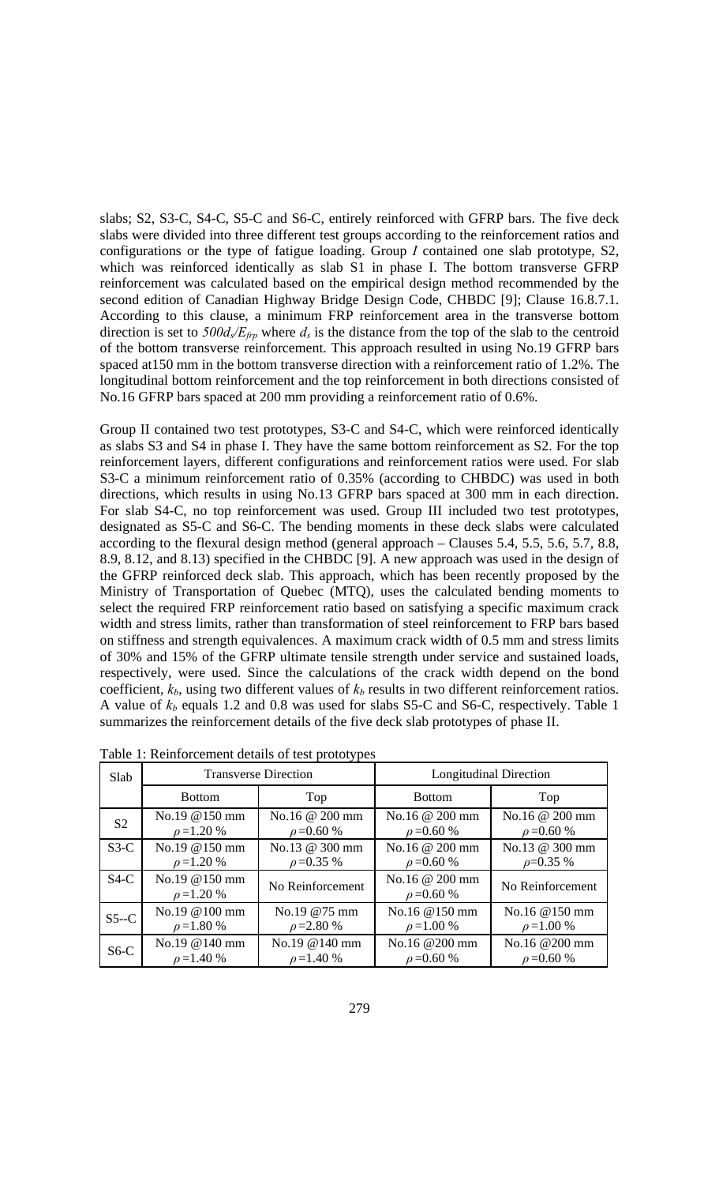slabs; S2, S3-C, S4-C, S5-C and S6-C, entirely reinforced with GFRP bars. The five deck slabs were divided into three different test groups according to the reinforcement ratios and configurations or the type of fatigue loading. Group *I* contained one slab prototype, S2, which was reinforced identically as slab S1 in phase I. The bottom transverse GFRP reinforcement was calculated based on the empirical design method recommended by the second edition of Canadian Highway Bridge Design Code, CHBDC [9]; Clause 16.8.7.1. According to this clause, a minimum FRP reinforcement area in the transverse bottom direction is set to $500d_s/E_{frp}$ where $d_s$ is the distance from the top of the slab to the centroid of the bottom transverse reinforcement. This approach resulted in using No.19 GFRP bars spaced at150 mm in the bottom transverse direction with a reinforcement ratio of 1.2%. The longitudinal bottom reinforcement and the top reinforcement in both directions consisted of No.16 GFRP bars spaced at 200 mm providing a reinforcement ratio of 0.6%.

Group II contained two test prototypes, S3-C and S4-C, which were reinforced identically as slabs S3 and S4 in phase I. They have the same bottom reinforcement as S2. For the top reinforcement layers, different configurations and reinforcement ratios were used. For slab S3-C a minimum reinforcement ratio of 0.35% (according to CHBDC) was used in both directions, which results in using No.13 GFRP bars spaced at 300 mm in each direction. For slab S4-C, no top reinforcement was used. Group III included two test prototypes, designated as S5-C and S6-C. The bending moments in these deck slabs were calculated according to the flexural design method (general approach – Clauses 5.4, 5.5, 5.6, 5.7, 8.8, 8.9, 8.12, and 8.13) specified in the CHBDC [9]. A new approach was used in the design of the GFRP reinforced deck slab. This approach, which has been recently proposed by the Ministry of Transportation of Quebec (MTQ), uses the calculated bending moments to select the required FRP reinforcement ratio based on satisfying a specific maximum crack width and stress limits, rather than transformation of steel reinforcement to FRP bars based on stiffness and strength equivalences. A maximum crack width of 0.5 mm and stress limits of 30% and 15% of the GFRP ultimate tensile strength under service and sustained loads, respectively, were used. Since the calculations of the crack width depend on the bond coefficient, $k_b$, using two different values of $k_b$ results in two different reinforcement ratios. A value of $k_b$ equals 1.2 and 0.8 was used for slabs S5-C and S6-C, respectively. Table 1 summarizes the reinforcement details of the five deck slab prototypes of phase II.

Table 1: Reinforcement details of test prototypes

| Slab | Transverse Direction | | Longitudinal Direction | |
|---|---|---|---|---|
| | Bottom | Top | Bottom | Top |
| S2 | No.19 @150 mm $\rho$ =1.20 % | No.16 @ 200 mm $\rho$ =0.60 % | No.16 @ 200 mm $\rho$ =0.60 % | No.16 @ 200 mm $\rho$ =0.60 % |
| S3-C | No.19 @150 mm $\rho$ =1.20 % | No.13 @ 300 mm $\rho$ =0.35 % | No.16 @ 200 mm $\rho$ =0.60 % | No.13 @ 300 mm $\rho$=0.35 % |
| S4-C | No.19 @150 mm $\rho$ =1.20 % | No Reinforcement | No.16 @ 200 mm $\rho$ =0.60 % | No Reinforcement |
| S5--C | No.19 @100 mm $\rho$ =1.80 % | No.19 @75 mm $\rho$ =2.80 % | No.16 @150 mm $\rho$ =1.00 % | No.16 @150 mm $\rho$ =1.00 % |
| S6-C | No.19 @140 mm $\rho$ =1.40 % | No.19 @140 mm $\rho$ =1.40 % | No.16 @200 mm $\rho$ =0.60 % | No.16 @200 mm $\rho$ =0.60 % |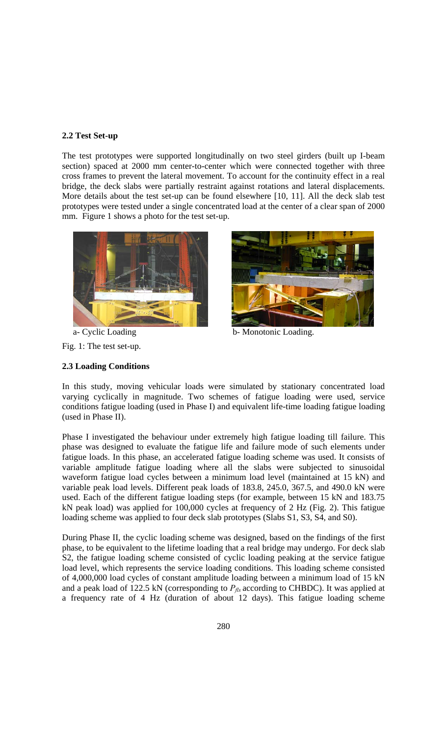### 2.2 Test Set-up

The test prototypes were supported longitudinally on two steel girders (built up I-beam section) spaced at 2000 mm center-to-center which were connected together with three cross frames to prevent the lateral movement. To account for the continuity effect in a real bridge, the deck slabs were partially restraint against rotations and lateral displacements. More details about the test set-up can be found elsewhere [10, 11]. All the deck slab test prototypes were tested under a single concentrated load at the center of a clear span of 2000 mm. Figure 1 shows a photo for the test set-up.

a- Cyclic Loading

b- Monotonic Loading.

Fig. 1: The test set-up.

### 2.3 Loading Conditions

In this study, moving vehicular loads were simulated by stationary concentrated load varying cyclically in magnitude. Two schemes of fatigue loading were used, service conditions fatigue loading (used in Phase I) and equivalent life-time loading fatigue loading (used in Phase II).

Phase I investigated the behaviour under extremely high fatigue loading till failure. This phase was designed to evaluate the fatigue life and failure mode of such elements under fatigue loads. In this phase, an accelerated fatigue loading scheme was used. It consists of variable amplitude fatigue loading where all the slabs were subjected to sinusoidal waveform fatigue load cycles between a minimum load level (maintained at 15 kN) and variable peak load levels. Different peak loads of 183.8, 245.0, 367.5, and 490.0 kN were used. Each of the different fatigue loading steps (for example, between 15 kN and 183.75 kN peak load) was applied for 100,000 cycles at frequency of 2 Hz (Fig. 2). This fatigue loading scheme was applied to four deck slab prototypes (Slabs S1, S3, S4, and S0).

During Phase II, the cyclic loading scheme was designed, based on the findings of the first phase, to be equivalent to the lifetime loading that a real bridge may undergo. For deck slab S2, the fatigue loading scheme consisted of cyclic loading peaking at the service fatigue load level, which represents the service loading conditions. This loading scheme consisted of 4,000,000 load cycles of constant amplitude loading between a minimum load of 15 kN and a peak load of 122.5 kN (corresponding to $P_{fls}$ according to CHBDC). It was applied at a frequency rate of 4 Hz (duration of about 12 days). This fatigue loading scheme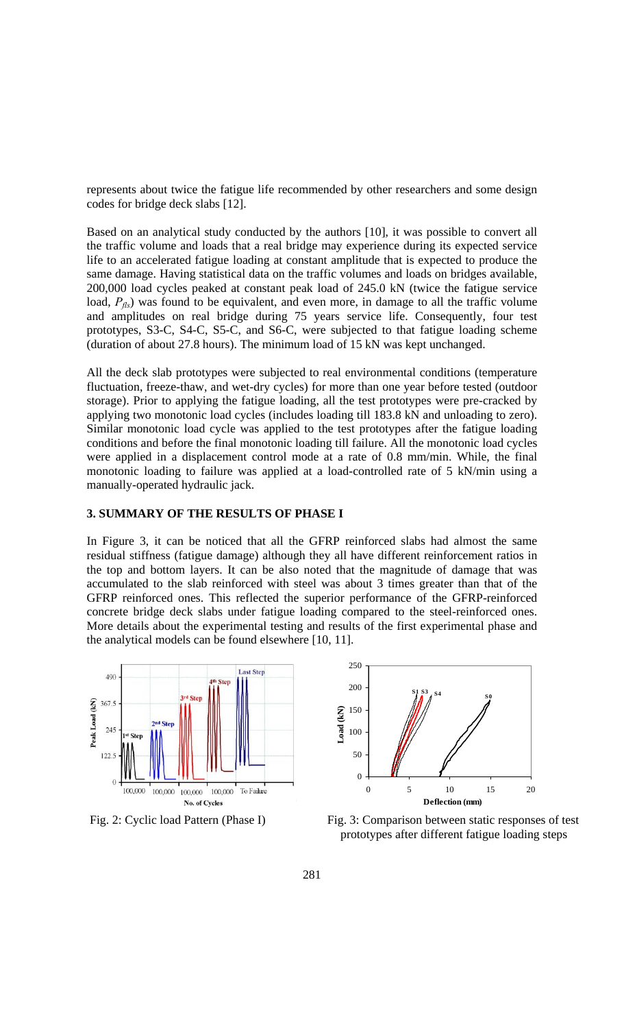represents about twice the fatigue life recommended by other researchers and some design codes for bridge deck slabs [12].

Based on an analytical study conducted by the authors [10], it was possible to convert all the traffic volume and loads that a real bridge may experience during its expected service life to an accelerated fatigue loading at constant amplitude that is expected to produce the same damage. Having statistical data on the traffic volumes and loads on bridges available, 200,000 load cycles peaked at constant peak load of 245.0 kN (twice the fatigue service load, $P_{fls}$) was found to be equivalent, and even more, in damage to all the traffic volume and amplitudes on real bridge during 75 years service life. Consequently, four test prototypes, S3-C, S4-C, S5-C, and S6-C, were subjected to that fatigue loading scheme (duration of about 27.8 hours). The minimum load of 15 kN was kept unchanged.

All the deck slab prototypes were subjected to real environmental conditions (temperature fluctuation, freeze-thaw, and wet-dry cycles) for more than one year before tested (outdoor storage). Prior to applying the fatigue loading, all the test prototypes were pre-cracked by applying two monotonic load cycles (includes loading till 183.8 kN and unloading to zero). Similar monotonic load cycle was applied to the test prototypes after the fatigue loading conditions and before the final monotonic loading till failure. All the monotonic load cycles were applied in a displacement control mode at a rate of 0.8 mm/min. While, the final monotonic loading to failure was applied at a load-controlled rate of 5 kN/min using a manually-operated hydraulic jack.

## 3. SUMMARY OF THE RESULTS OF PHASE I

In Figure 3, it can be noticed that all the GFRP reinforced slabs had almost the same residual stiffness (fatigue damage) although they all have different reinforcement ratios in the top and bottom layers. It can be also noted that the magnitude of damage that was accumulated to the slab reinforced with steel was about 3 times greater than that of the GFRP reinforced ones. This reflected the superior performance of the GFRP-reinforced concrete bridge deck slabs under fatigue loading compared to the steel-reinforced ones. More details about the experimental testing and results of the first experimental phase and the analytical models can be found elsewhere [10, 11].

Fig. 2: Cyclic load Pattern (Phase I)

Fig. 3: Comparison between static responses of test prototypes after different fatigue loading steps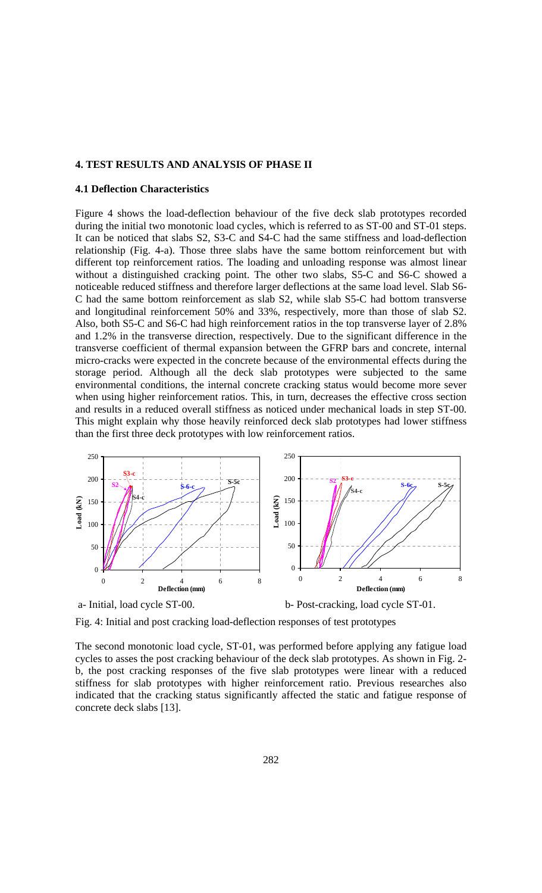## 4. TEST RESULTS AND ANALYSIS OF PHASE II

### 4.1 Deflection Characteristics

Figure 4 shows the load-deflection behaviour of the five deck slab prototypes recorded during the initial two monotonic load cycles, which is referred to as ST-00 and ST-01 steps. It can be noticed that slabs S2, S3-C and S4-C had the same stiffness and load-deflection relationship (Fig. 4-a). Those three slabs have the same bottom reinforcement but with different top reinforcement ratios. The loading and unloading response was almost linear without a distinguished cracking point. The other two slabs, S5-C and S6-C showed a noticeable reduced stiffness and therefore larger deflections at the same load level. Slab S6-C had the same bottom reinforcement as slab S2, while slab S5-C had bottom transverse and longitudinal reinforcement 50% and 33%, respectively, more than those of slab S2. Also, both S5-C and S6-C had high reinforcement ratios in the top transverse layer of 2.8% and 1.2% in the transverse direction, respectively. Due to the significant difference in the transverse coefficient of thermal expansion between the GFRP bars and concrete, internal micro-cracks were expected in the concrete because of the environmental effects during the storage period. Although all the deck slab prototypes were subjected to the same environmental conditions, the internal concrete cracking status would become more sever when using higher reinforcement ratios. This, in turn, decreases the effective cross section and results in a reduced overall stiffness as noticed under mechanical loads in step ST-00. This might explain why those heavily reinforced deck slab prototypes had lower stiffness than the first three deck prototypes with low reinforcement ratios.

a- Initial, load cycle ST-00.

b- Post-cracking, load cycle ST-01.

Fig. 4: Initial and post cracking load-deflection responses of test prototypes

The second monotonic load cycle, ST-01, was performed before applying any fatigue load cycles to asses the post cracking behaviour of the deck slab prototypes. As shown in Fig. 2-b, the post cracking responses of the five slab prototypes were linear with a reduced stiffness for slab prototypes with higher reinforcement ratio. Previous researches also indicated that the cracking status significantly affected the static and fatigue response of concrete deck slabs [13].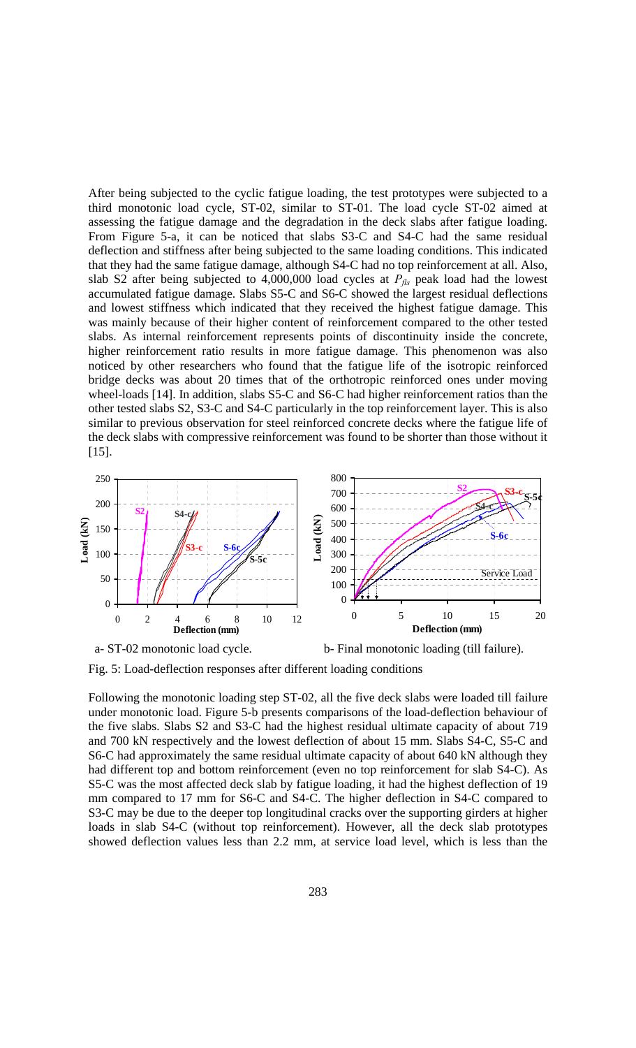After being subjected to the cyclic fatigue loading, the test prototypes were subjected to a third monotonic load cycle, ST-02, similar to ST-01. The load cycle ST-02 aimed at assessing the fatigue damage and the degradation in the deck slabs after fatigue loading. From Figure 5-a, it can be noticed that slabs S3-C and S4-C had the same residual deflection and stiffness after being subjected to the same loading conditions. This indicated that they had the same fatigue damage, although S4-C had no top reinforcement at all. Also, slab S2 after being subjected to 4,000,000 load cycles at $P_{fls}$ peak load had the lowest accumulated fatigue damage. Slabs S5-C and S6-C showed the largest residual deflections and lowest stiffness which indicated that they received the highest fatigue damage. This was mainly because of their higher content of reinforcement compared to the other tested slabs. As internal reinforcement represents points of discontinuity inside the concrete, higher reinforcement ratio results in more fatigue damage. This phenomenon was also noticed by other researchers who found that the fatigue life of the isotropic reinforced bridge decks was about 20 times that of the orthotropic reinforced ones under moving wheel-loads [14]. In addition, slabs S5-C and S6-C had higher reinforcement ratios than the other tested slabs S2, S3-C and S4-C particularly in the top reinforcement layer. This is also similar to previous observation for steel reinforced concrete decks where the fatigue life of the deck slabs with compressive reinforcement was found to be shorter than those without it [15].

a- ST-02 monotonic load cycle. b- Final monotonic loading (till failure).

Fig. 5: Load-deflection responses after different loading conditions

Following the monotonic loading step ST-02, all the five deck slabs were loaded till failure under monotonic load. Figure 5-b presents comparisons of the load-deflection behaviour of the five slabs. Slabs S2 and S3-C had the highest residual ultimate capacity of about 719 and 700 kN respectively and the lowest deflection of about 15 mm. Slabs S4-C, S5-C and S6-C had approximately the same residual ultimate capacity of about 640 kN although they had different top and bottom reinforcement (even no top reinforcement for slab S4-C). As S5-C was the most affected deck slab by fatigue loading, it had the highest deflection of 19 mm compared to 17 mm for S6-C and S4-C. The higher deflection in S4-C compared to S3-C may be due to the deeper top longitudinal cracks over the supporting girders at higher loads in slab S4-C (without top reinforcement). However, all the deck slab prototypes showed deflection values less than 2.2 mm, at service load level, which is less than the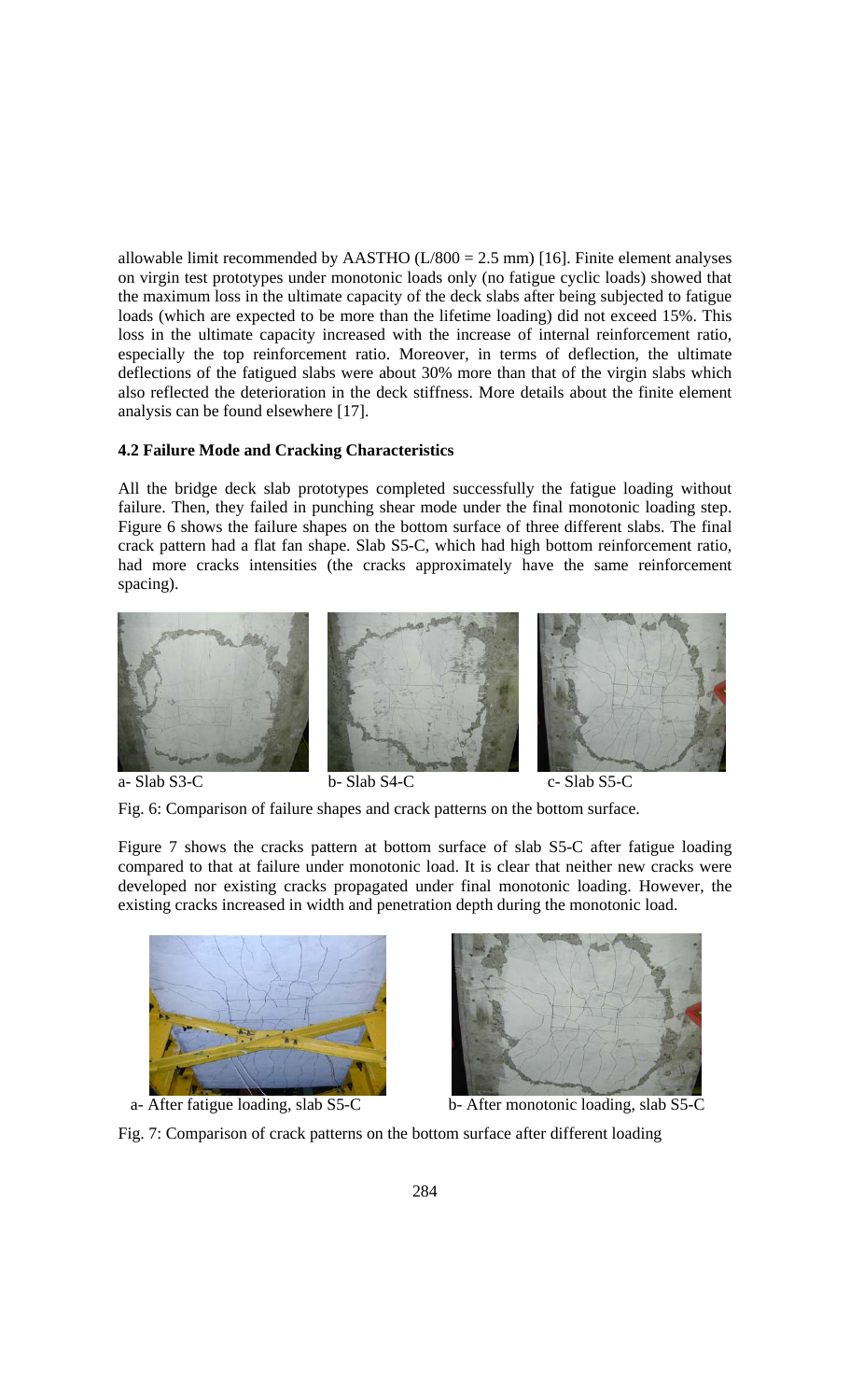allowable limit recommended by AASTHO (L/800 = 2.5 mm) [16]. Finite element analyses on virgin test prototypes under monotonic loads only (no fatigue cyclic loads) showed that the maximum loss in the ultimate capacity of the deck slabs after being subjected to fatigue loads (which are expected to be more than the lifetime loading) did not exceed 15%. This loss in the ultimate capacity increased with the increase of internal reinforcement ratio, especially the top reinforcement ratio. Moreover, in terms of deflection, the ultimate deflections of the fatigued slabs were about 30% more than that of the virgin slabs which also reflected the deterioration in the deck stiffness. More details about the finite element analysis can be found elsewhere [17].

### 4.2 Failure Mode and Cracking Characteristics

All the bridge deck slab prototypes completed successfully the fatigue loading without failure. Then, they failed in punching shear mode under the final monotonic loading step. Figure 6 shows the failure shapes on the bottom surface of three different slabs. The final crack pattern had a flat fan shape. Slab S5-C, which had high bottom reinforcement ratio, had more cracks intensities (the cracks approximately have the same reinforcement spacing).

a- Slab S3-C b- Slab S4-C c- Slab S5-C

Fig. 6: Comparison of failure shapes and crack patterns on the bottom surface.

Figure 7 shows the cracks pattern at bottom surface of slab S5-C after fatigue loading compared to that at failure under monotonic load. It is clear that neither new cracks were developed nor existing cracks propagated under final monotonic loading. However, the existing cracks increased in width and penetration depth during the monotonic load.

a- After fatigue loading, slab S5-C b- After monotonic loading, slab S5-C

Fig. 7: Comparison of crack patterns on the bottom surface after different loading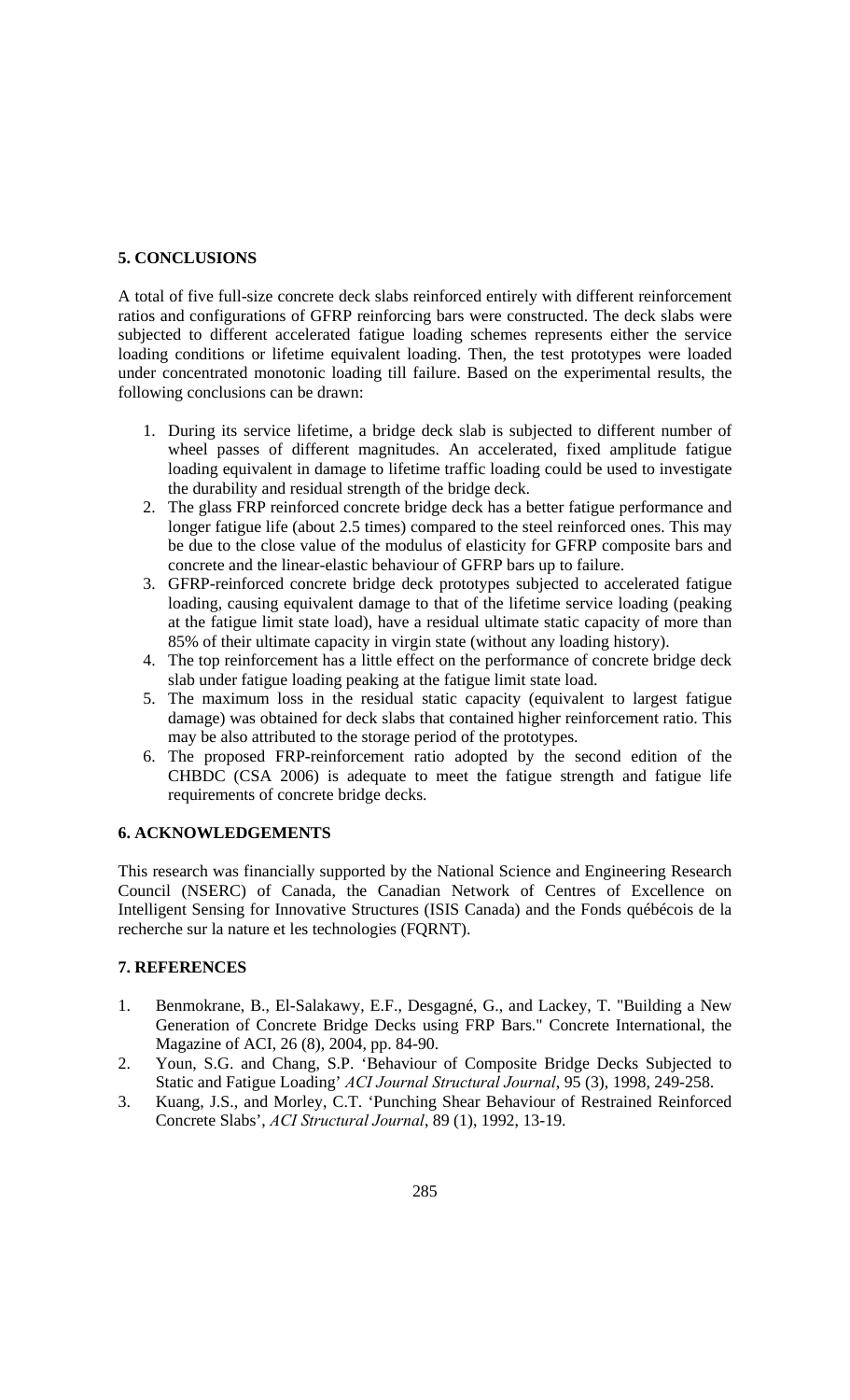## 5. CONCLUSIONS

A total of five full-size concrete deck slabs reinforced entirely with different reinforcement ratios and configurations of GFRP reinforcing bars were constructed. The deck slabs were subjected to different accelerated fatigue loading schemes represents either the service loading conditions or lifetime equivalent loading. Then, the test prototypes were loaded under concentrated monotonic loading till failure. Based on the experimental results, the following conclusions can be drawn:

1. During its service lifetime, a bridge deck slab is subjected to different number of wheel passes of different magnitudes. An accelerated, fixed amplitude fatigue loading equivalent in damage to lifetime traffic loading could be used to investigate the durability and residual strength of the bridge deck.
2. The glass FRP reinforced concrete bridge deck has a better fatigue performance and longer fatigue life (about 2.5 times) compared to the steel reinforced ones. This may be due to the close value of the modulus of elasticity for GFRP composite bars and concrete and the linear-elastic behaviour of GFRP bars up to failure.
3. GFRP-reinforced concrete bridge deck prototypes subjected to accelerated fatigue loading, causing equivalent damage to that of the lifetime service loading (peaking at the fatigue limit state load), have a residual ultimate static capacity of more than 85% of their ultimate capacity in virgin state (without any loading history).
4. The top reinforcement has a little effect on the performance of concrete bridge deck slab under fatigue loading peaking at the fatigue limit state load.
5. The maximum loss in the residual static capacity (equivalent to largest fatigue damage) was obtained for deck slabs that contained higher reinforcement ratio. This may be also attributed to the storage period of the prototypes.
6. The proposed FRP-reinforcement ratio adopted by the second edition of the CHBDC (CSA 2006) is adequate to meet the fatigue strength and fatigue life requirements of concrete bridge decks.

## 6. ACKNOWLEDGEMENTS

This research was financially supported by the National Science and Engineering Research Council (NSERC) of Canada, the Canadian Network of Centres of Excellence on Intelligent Sensing for Innovative Structures (ISIS Canada) and the Fonds québécois de la recherche sur la nature et les technologies (FQRNT).

## 7. REFERENCES

1. Benmokrane, B., El-Salakawy, E.F., Desgagné, G., and Lackey, T. "Building a New Generation of Concrete Bridge Decks using FRP Bars." Concrete International, the Magazine of ACI, 26 (8), 2004, pp. 84-90.
2. Youn, S.G. and Chang, S.P. 'Behaviour of Composite Bridge Decks Subjected to Static and Fatigue Loading' *ACI Journal Structural Journal*, 95 (3), 1998, 249-258.
3. Kuang, J.S., and Morley, C.T. 'Punching Shear Behaviour of Restrained Reinforced Concrete Slabs', *ACI Structural Journal*, 89 (1), 1992, 13-19.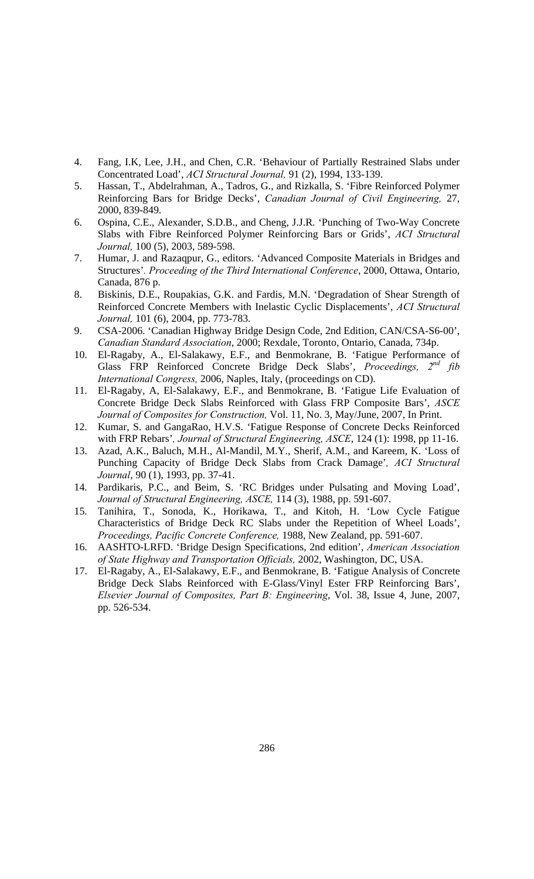4. Fang, I.K, Lee, J.H., and Chen, C.R. 'Behaviour of Partially Restrained Slabs under Concentrated Load', *ACI Structural Journal,* 91 (2), 1994, 133-139.
5. Hassan, T., Abdelrahman, A., Tadros, G., and Rizkalla, S. 'Fibre Reinforced Polymer Reinforcing Bars for Bridge Decks', *Canadian Journal of Civil Engineering,* 27, 2000, 839-849.
6. Ospina, C.E., Alexander, S.D.B., and Cheng, J.J.R. 'Punching of Two-Way Concrete Slabs with Fibre Reinforced Polymer Reinforcing Bars or Grids', *ACI Structural Journal,* 100 (5), 2003, 589-598.
7. Humar, J. and Razaqpur, G., editors. 'Advanced Composite Materials in Bridges and Structures'. *Proceeding of the Third International Conference*, 2000, Ottawa, Ontario, Canada, 876 p.
8. Biskinis, D.E., Roupakias, G.K. and Fardis, M.N. 'Degradation of Shear Strength of Reinforced Concrete Members with Inelastic Cyclic Displacements', *ACI Structural Journal,* 101 (6), 2004, pp. 773-783.
9. CSA-2006. 'Canadian Highway Bridge Design Code, 2nd Edition, CAN/CSA-S6-00', *Canadian Standard Association*, 2000; Rexdale, Toronto, Ontario, Canada, 734p.
10. El-Ragaby, A., El-Salakawy, E.F., and Benmokrane, B. 'Fatigue Performance of Glass FRP Reinforced Concrete Bridge Deck Slabs', *Proceedings, 2nd fib International Congress,* 2006, Naples, Italy, (proceedings on CD).
11. El-Ragaby, A, El-Salakawy, E.F., and Benmokrane, B. 'Fatigue Life Evaluation of Concrete Bridge Deck Slabs Reinforced with Glass FRP Composite Bars', *ASCE Journal of Composites for Construction,* Vol. 11, No. 3, May/June, 2007, In Print.
12. Kumar, S. and GangaRao, H.V.S. 'Fatigue Response of Concrete Decks Reinforced with FRP Rebars'*, Journal of Structural Engineering, ASCE*, 124 (1): 1998, pp 11-16.
13. Azad, A.K., Baluch, M.H., Al-Mandil, M.Y., Sherif, A.M., and Kareem, K. 'Loss of Punching Capacity of Bridge Deck Slabs from Crack Damage'*, ACI Structural Journal*, 90 (1), 1993, pp. 37-41.
14. Pardikaris, P.C., and Beim, S. 'RC Bridges under Pulsating and Moving Load', *Journal of Structural Engineering, ASCE,* 114 (3), 1988, pp. 591-607.
15. Tanihira, T., Sonoda, K., Horikawa, T., and Kitoh, H. 'Low Cycle Fatigue Characteristics of Bridge Deck RC Slabs under the Repetition of Wheel Loads', *Proceedings, Pacific Concrete Conference,* 1988, New Zealand, pp. 591-607.
16. AASHTO-LRFD. 'Bridge Design Specifications, 2nd edition', *American Association of State Highway and Transportation Officials,* 2002, Washington, DC, USA.
17. El-Ragaby, A., El-Salakawy, E.F., and Benmokrane, B. 'Fatigue Analysis of Concrete Bridge Deck Slabs Reinforced with E-Glass/Vinyl Ester FRP Reinforcing Bars', *Elsevier Journal of Composites, Part B: Engineering*, Vol. 38, Issue 4, June, 2007, pp. 526-534.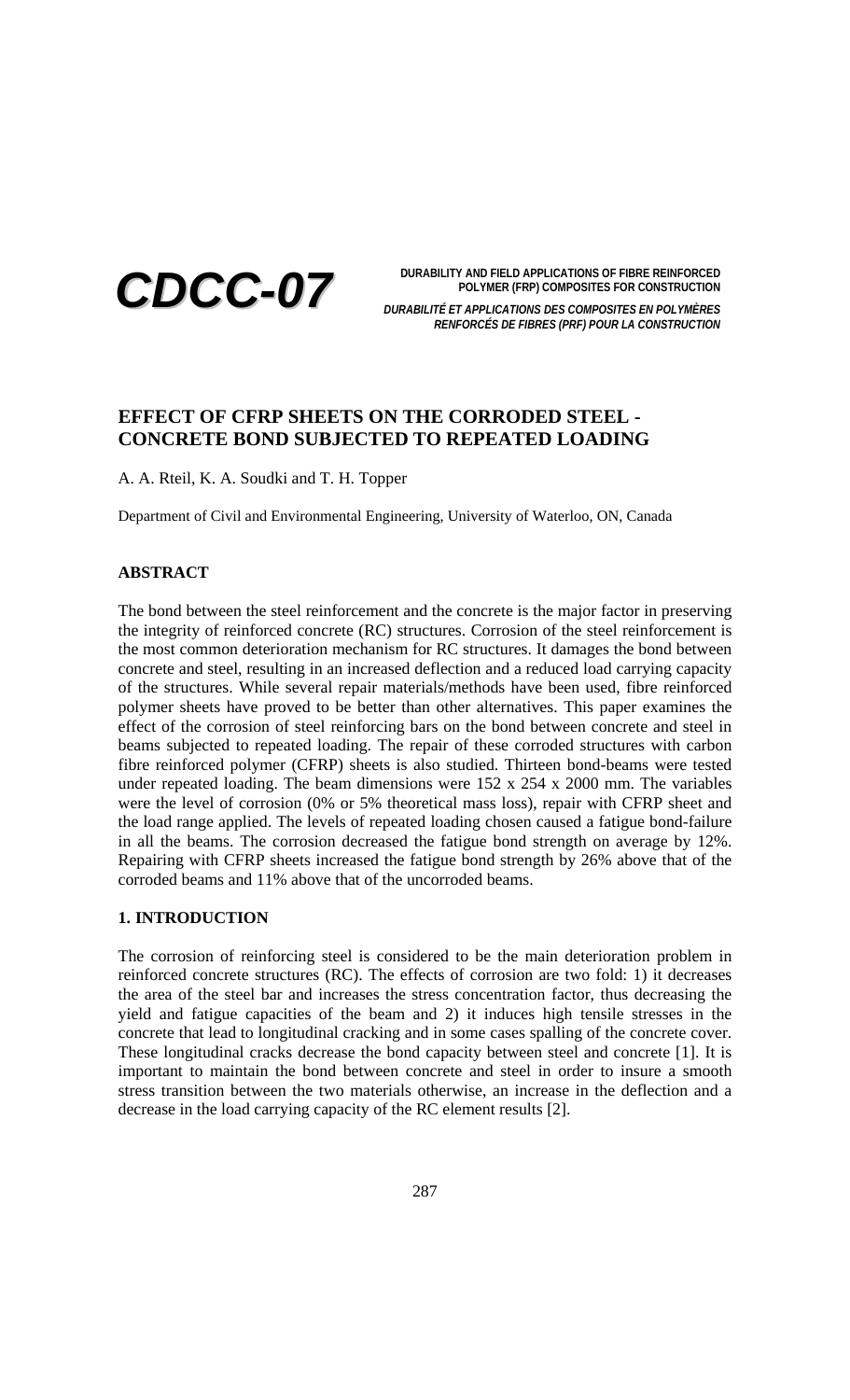# EFFECT OF CFRP SHEETS ON THE CORRODED STEEL - CONCRETE BOND SUBJECTED TO REPEATED LOADING

A. A. Rteil, K. A. Soudki and T. H. Topper

Department of Civil and Environmental Engineering, University of Waterloo, ON, Canada

## ABSTRACT

The bond between the steel reinforcement and the concrete is the major factor in preserving the integrity of reinforced concrete (RC) structures. Corrosion of the steel reinforcement is the most common deterioration mechanism for RC structures. It damages the bond between concrete and steel, resulting in an increased deflection and a reduced load carrying capacity of the structures. While several repair materials/methods have been used, fibre reinforced polymer sheets have proved to be better than other alternatives. This paper examines the effect of the corrosion of steel reinforcing bars on the bond between concrete and steel in beams subjected to repeated loading. The repair of these corroded structures with carbon fibre reinforced polymer (CFRP) sheets is also studied. Thirteen bond-beams were tested under repeated loading. The beam dimensions were 152 x 254 x 2000 mm. The variables were the level of corrosion (0% or 5% theoretical mass loss), repair with CFRP sheet and the load range applied. The levels of repeated loading chosen caused a fatigue bond-failure in all the beams. The corrosion decreased the fatigue bond strength on average by 12%. Repairing with CFRP sheets increased the fatigue bond strength by 26% above that of the corroded beams and 11% above that of the uncorroded beams.

## 1. INTRODUCTION

The corrosion of reinforcing steel is considered to be the main deterioration problem in reinforced concrete structures (RC). The effects of corrosion are two fold: 1) it decreases the area of the steel bar and increases the stress concentration factor, thus decreasing the yield and fatigue capacities of the beam and 2) it induces high tensile stresses in the concrete that lead to longitudinal cracking and in some cases spalling of the concrete cover. These longitudinal cracks decrease the bond capacity between steel and concrete [1]. It is important to maintain the bond between concrete and steel in order to insure a smooth stress transition between the two materials otherwise, an increase in the deflection and a decrease in the load carrying capacity of the RC element results [2].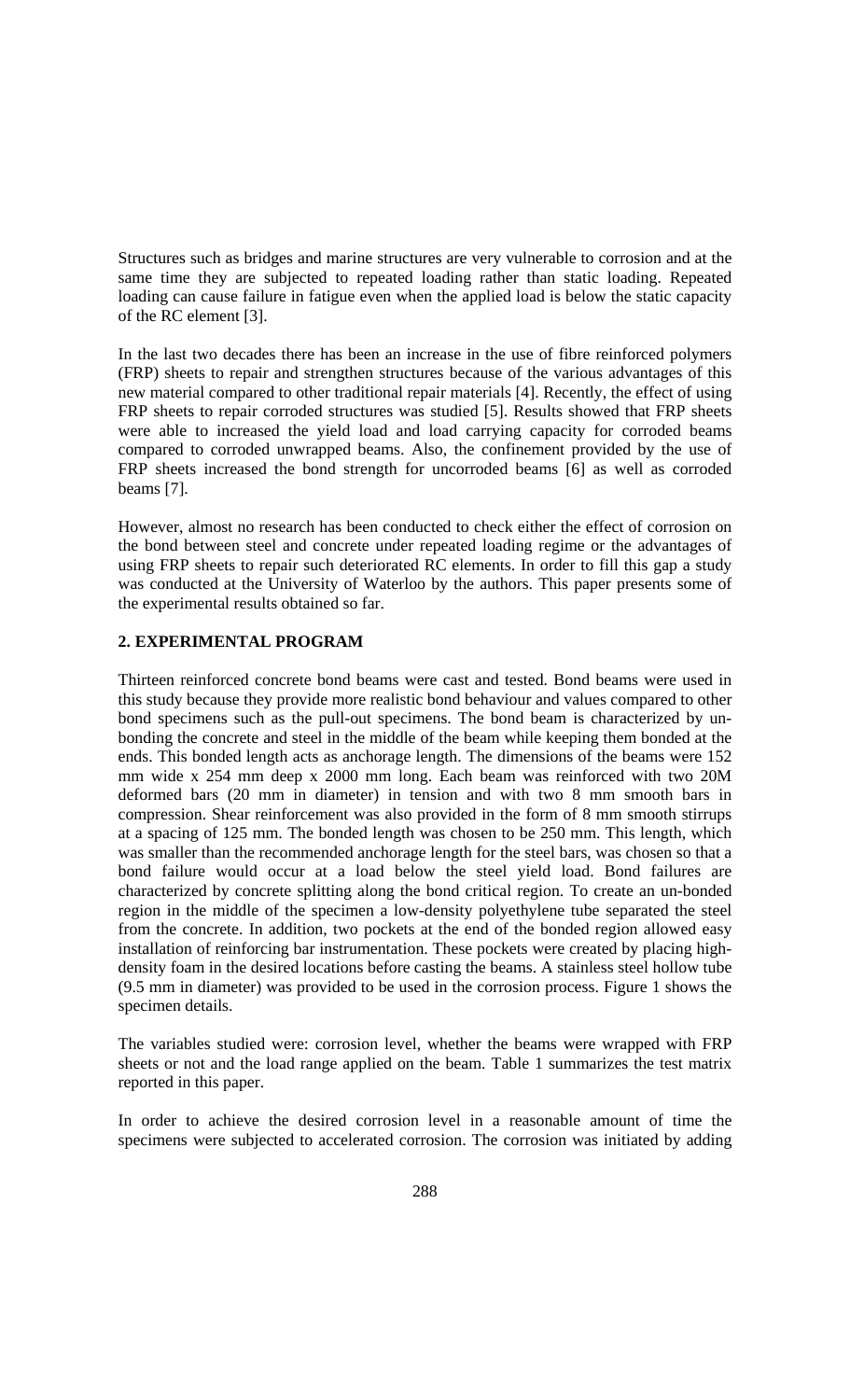Structures such as bridges and marine structures are very vulnerable to corrosion and at the same time they are subjected to repeated loading rather than static loading. Repeated loading can cause failure in fatigue even when the applied load is below the static capacity of the RC element [3].

In the last two decades there has been an increase in the use of fibre reinforced polymers (FRP) sheets to repair and strengthen structures because of the various advantages of this new material compared to other traditional repair materials [4]. Recently, the effect of using FRP sheets to repair corroded structures was studied [5]. Results showed that FRP sheets were able to increased the yield load and load carrying capacity for corroded beams compared to corroded unwrapped beams. Also, the confinement provided by the use of FRP sheets increased the bond strength for uncorroded beams [6] as well as corroded beams [7].

However, almost no research has been conducted to check either the effect of corrosion on the bond between steel and concrete under repeated loading regime or the advantages of using FRP sheets to repair such deteriorated RC elements. In order to fill this gap a study was conducted at the University of Waterloo by the authors. This paper presents some of the experimental results obtained so far.

## 2. EXPERIMENTAL PROGRAM

Thirteen reinforced concrete bond beams were cast and tested. Bond beams were used in this study because they provide more realistic bond behaviour and values compared to other bond specimens such as the pull-out specimens. The bond beam is characterized by un-bonding the concrete and steel in the middle of the beam while keeping them bonded at the ends. This bonded length acts as anchorage length. The dimensions of the beams were 152 mm wide x 254 mm deep x 2000 mm long. Each beam was reinforced with two 20M deformed bars (20 mm in diameter) in tension and with two 8 mm smooth bars in compression. Shear reinforcement was also provided in the form of 8 mm smooth stirrups at a spacing of 125 mm. The bonded length was chosen to be 250 mm. This length, which was smaller than the recommended anchorage length for the steel bars, was chosen so that a bond failure would occur at a load below the steel yield load. Bond failures are characterized by concrete splitting along the bond critical region. To create an un-bonded region in the middle of the specimen a low-density polyethylene tube separated the steel from the concrete. In addition, two pockets at the end of the bonded region allowed easy installation of reinforcing bar instrumentation. These pockets were created by placing high-density foam in the desired locations before casting the beams. A stainless steel hollow tube (9.5 mm in diameter) was provided to be used in the corrosion process. Figure 1 shows the specimen details.

The variables studied were: corrosion level, whether the beams were wrapped with FRP sheets or not and the load range applied on the beam. Table 1 summarizes the test matrix reported in this paper.

In order to achieve the desired corrosion level in a reasonable amount of time the specimens were subjected to accelerated corrosion. The corrosion was initiated by adding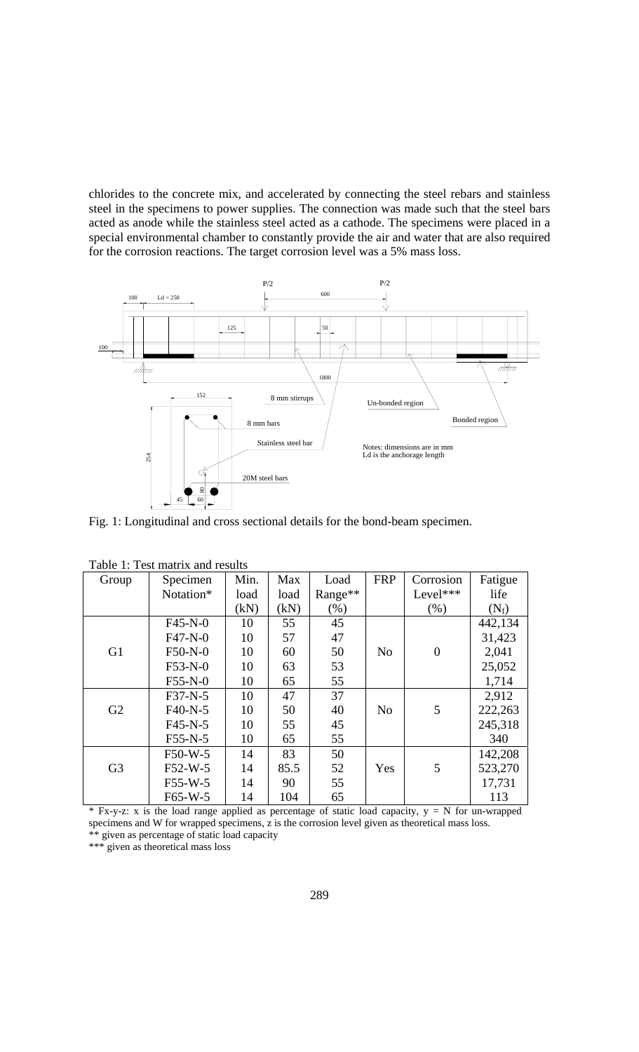chlorides to the concrete mix, and accelerated by connecting the steel rebars and stainless steel in the specimens to power supplies. The connection was made such that the steel bars acted as anode while the stainless steel acted as a cathode. The specimens were placed in a special environmental chamber to constantly provide the air and water that are also required for the corrosion reactions. The target corrosion level was a 5% mass loss.

Fig. 1: Longitudinal and cross sectional details for the bond-beam specimen.

Table 1: Test matrix and results

| Group | Specimen Notation* | Min. load (kN) | Max load (kN) | Load Range** (%) | FRP | Corrosion Level*** (%) | Fatigue life ($N_f$) |
|---|---|---|---|---|---|---|---|
| G1 | F45-N-0 | 10 | 55 | 45 | No | 0 | 442,134 |
| | F47-N-0 | 10 | 57 | 47 | | | 31,423 |
| | F50-N-0 | 10 | 60 | 50 | | | 2,041 |
| | F53-N-0 | 10 | 63 | 53 | | | 25,052 |
| | F55-N-0 | 10 | 65 | 55 | | | 1,714 |
| G2 | F37-N-5 | 10 | 47 | 37 | No | 5 | 2,912 |
| | F40-N-5 | 10 | 50 | 40 | | | 222,263 |
| | F45-N-5 | 10 | 55 | 45 | | | 245,318 |
| | F55-N-5 | 10 | 65 | 55 | | | 340 |
| G3 | F50-W-5 | 14 | 83 | 50 | Yes | 5 | 142,208 |
| | F52-W-5 | 14 | 85.5 | 52 | | | 523,270 |
| | F55-W-5 | 14 | 90 | 55 | | | 17,731 |
| | F65-W-5 | 14 | 104 | 65 | | | 113 |

\* Fx-y-z: x is the load range applied as percentage of static load capacity, y = N for un-wrapped specimens and W for wrapped specimens, z is the corrosion level given as theoretical mass loss.

** given as percentage of static load capacity

*** given as theoretical mass loss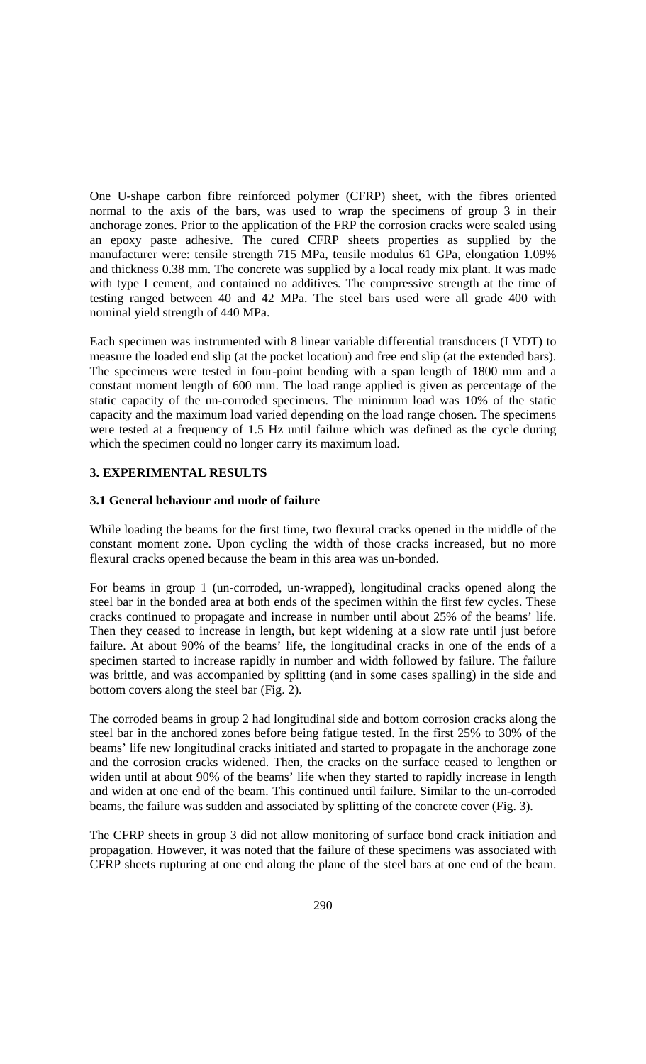One U-shape carbon fibre reinforced polymer (CFRP) sheet, with the fibres oriented normal to the axis of the bars, was used to wrap the specimens of group 3 in their anchorage zones. Prior to the application of the FRP the corrosion cracks were sealed using an epoxy paste adhesive. The cured CFRP sheets properties as supplied by the manufacturer were: tensile strength 715 MPa, tensile modulus 61 GPa, elongation 1.09% and thickness 0.38 mm. The concrete was supplied by a local ready mix plant. It was made with type I cement, and contained no additives. The compressive strength at the time of testing ranged between 40 and 42 MPa. The steel bars used were all grade 400 with nominal yield strength of 440 MPa.

Each specimen was instrumented with 8 linear variable differential transducers (LVDT) to measure the loaded end slip (at the pocket location) and free end slip (at the extended bars). The specimens were tested in four-point bending with a span length of 1800 mm and a constant moment length of 600 mm. The load range applied is given as percentage of the static capacity of the un-corroded specimens. The minimum load was 10% of the static capacity and the maximum load varied depending on the load range chosen. The specimens were tested at a frequency of 1.5 Hz until failure which was defined as the cycle during which the specimen could no longer carry its maximum load.

## 3. EXPERIMENTAL RESULTS

### 3.1 General behaviour and mode of failure

While loading the beams for the first time, two flexural cracks opened in the middle of the constant moment zone. Upon cycling the width of those cracks increased, but no more flexural cracks opened because the beam in this area was un-bonded.

For beams in group 1 (un-corroded, un-wrapped), longitudinal cracks opened along the steel bar in the bonded area at both ends of the specimen within the first few cycles. These cracks continued to propagate and increase in number until about 25% of the beams' life. Then they ceased to increase in length, but kept widening at a slow rate until just before failure. At about 90% of the beams' life, the longitudinal cracks in one of the ends of a specimen started to increase rapidly in number and width followed by failure. The failure was brittle, and was accompanied by splitting (and in some cases spalling) in the side and bottom covers along the steel bar (Fig. 2).

The corroded beams in group 2 had longitudinal side and bottom corrosion cracks along the steel bar in the anchored zones before being fatigue tested. In the first 25% to 30% of the beams' life new longitudinal cracks initiated and started to propagate in the anchorage zone and the corrosion cracks widened. Then, the cracks on the surface ceased to lengthen or widen until at about 90% of the beams' life when they started to rapidly increase in length and widen at one end of the beam. This continued until failure. Similar to the un-corroded beams, the failure was sudden and associated by splitting of the concrete cover (Fig. 3).

The CFRP sheets in group 3 did not allow monitoring of surface bond crack initiation and propagation. However, it was noted that the failure of these specimens was associated with CFRP sheets rupturing at one end along the plane of the steel bars at one end of the beam.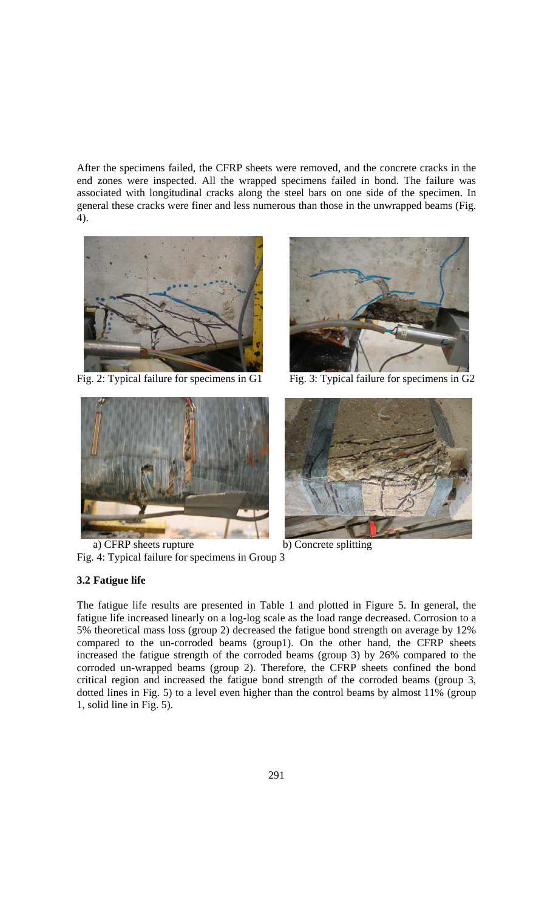After the specimens failed, the CFRP sheets were removed, and the concrete cracks in the end zones were inspected. All the wrapped specimens failed in bond. The failure was associated with longitudinal cracks along the steel bars on one side of the specimen. In general these cracks were finer and less numerous than those in the unwrapped beams (Fig. 4).

Fig. 2: Typical failure for specimens in G1

Fig. 3: Typical failure for specimens in G2

a) CFRP sheets rupture

b) Concrete splitting

Fig. 4: Typical failure for specimens in Group 3

### 3.2 Fatigue life

The fatigue life results are presented in Table 1 and plotted in Figure 5. In general, the fatigue life increased linearly on a log-log scale as the load range decreased. Corrosion to a 5% theoretical mass loss (group 2) decreased the fatigue bond strength on average by 12% compared to the un-corroded beams (group1). On the other hand, the CFRP sheets increased the fatigue strength of the corroded beams (group 3) by 26% compared to the corroded un-wrapped beams (group 2). Therefore, the CFRP sheets confined the bond critical region and increased the fatigue bond strength of the corroded beams (group 3, dotted lines in Fig. 5) to a level even higher than the control beams by almost 11% (group 1, solid line in Fig. 5).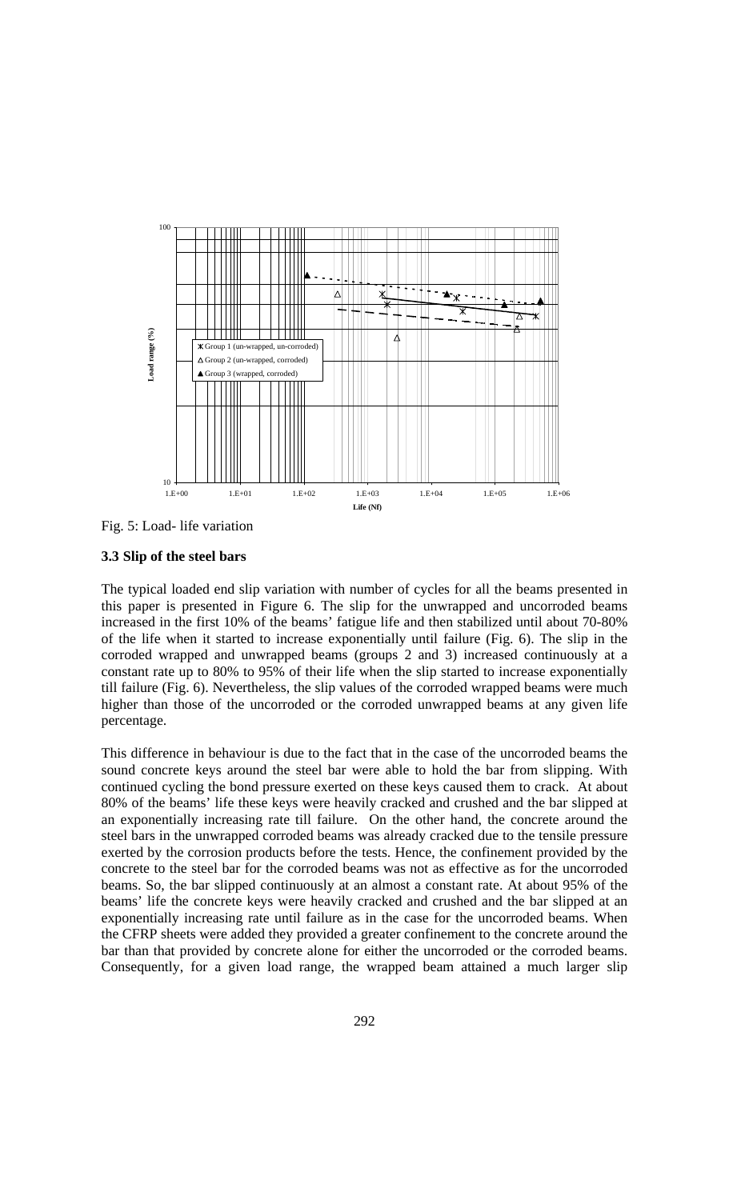Fig. 5: Load- life variation

### 3.3 Slip of the steel bars

The typical loaded end slip variation with number of cycles for all the beams presented in this paper is presented in Figure 6. The slip for the unwrapped and uncorroded beams increased in the first 10% of the beams' fatigue life and then stabilized until about 70-80% of the life when it started to increase exponentially until failure (Fig. 6). The slip in the corroded wrapped and unwrapped beams (groups 2 and 3) increased continuously at a constant rate up to 80% to 95% of their life when the slip started to increase exponentially till failure (Fig. 6). Nevertheless, the slip values of the corroded wrapped beams were much higher than those of the uncorroded or the corroded unwrapped beams at any given life percentage.

This difference in behaviour is due to the fact that in the case of the uncorroded beams the sound concrete keys around the steel bar were able to hold the bar from slipping. With continued cycling the bond pressure exerted on these keys caused them to crack. At about 80% of the beams' life these keys were heavily cracked and crushed and the bar slipped at an exponentially increasing rate till failure. On the other hand, the concrete around the steel bars in the unwrapped corroded beams was already cracked due to the tensile pressure exerted by the corrosion products before the tests. Hence, the confinement provided by the concrete to the steel bar for the corroded beams was not as effective as for the uncorroded beams. So, the bar slipped continuously at an almost a constant rate. At about 95% of the beams' life the concrete keys were heavily cracked and crushed and the bar slipped at an exponentially increasing rate until failure as in the case for the uncorroded beams. When the CFRP sheets were added they provided a greater confinement to the concrete around the bar than that provided by concrete alone for either the uncorroded or the corroded beams. Consequently, for a given load range, the wrapped beam attained a much larger slip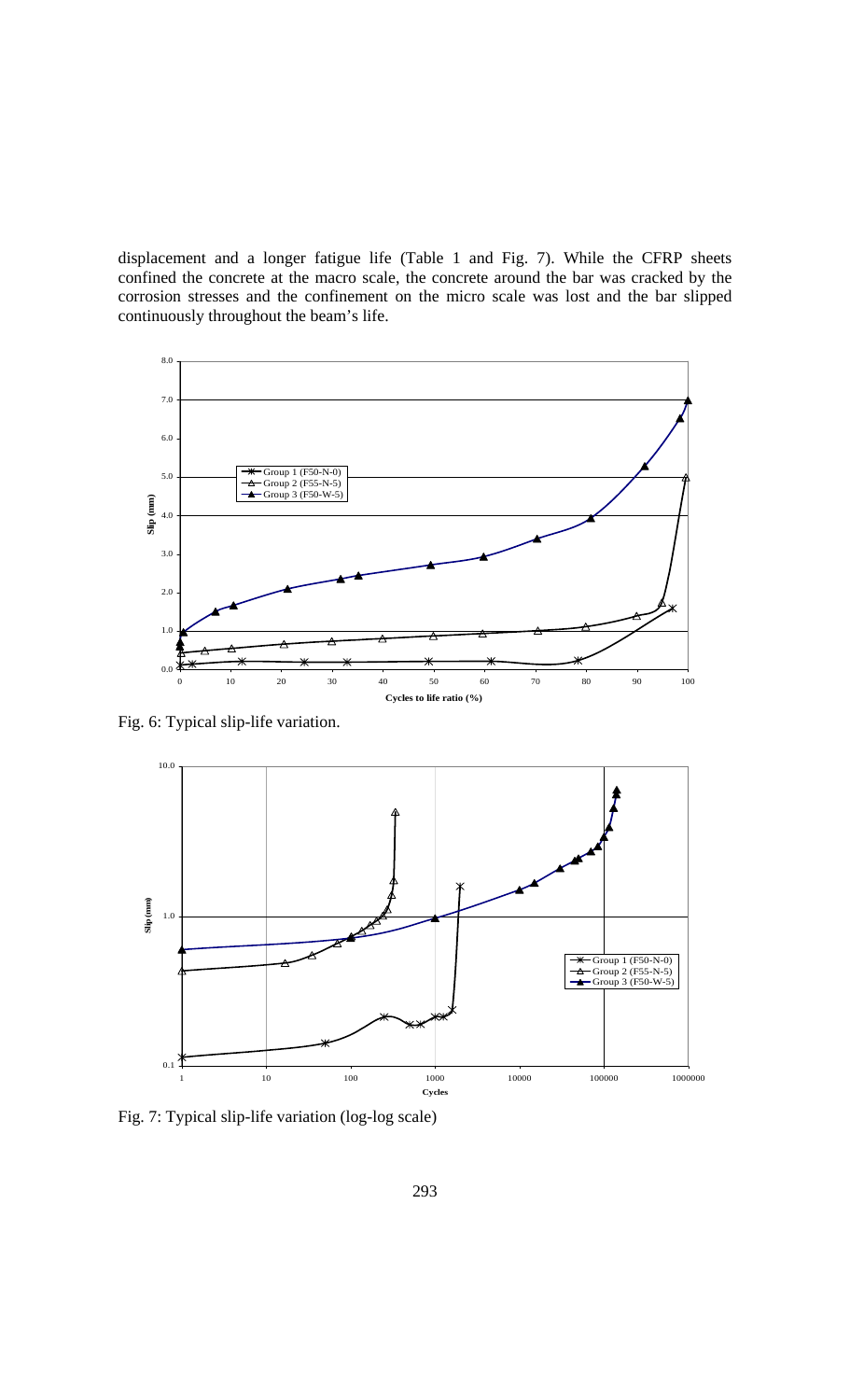displacement and a longer fatigue life (Table 1 and Fig. 7). While the CFRP sheets confined the concrete at the macro scale, the concrete around the bar was cracked by the corrosion stresses and the confinement on the micro scale was lost and the bar slipped continuously throughout the beam's life.

Fig. 6: Typical slip-life variation.

Fig. 7: Typical slip-life variation (log-log scale)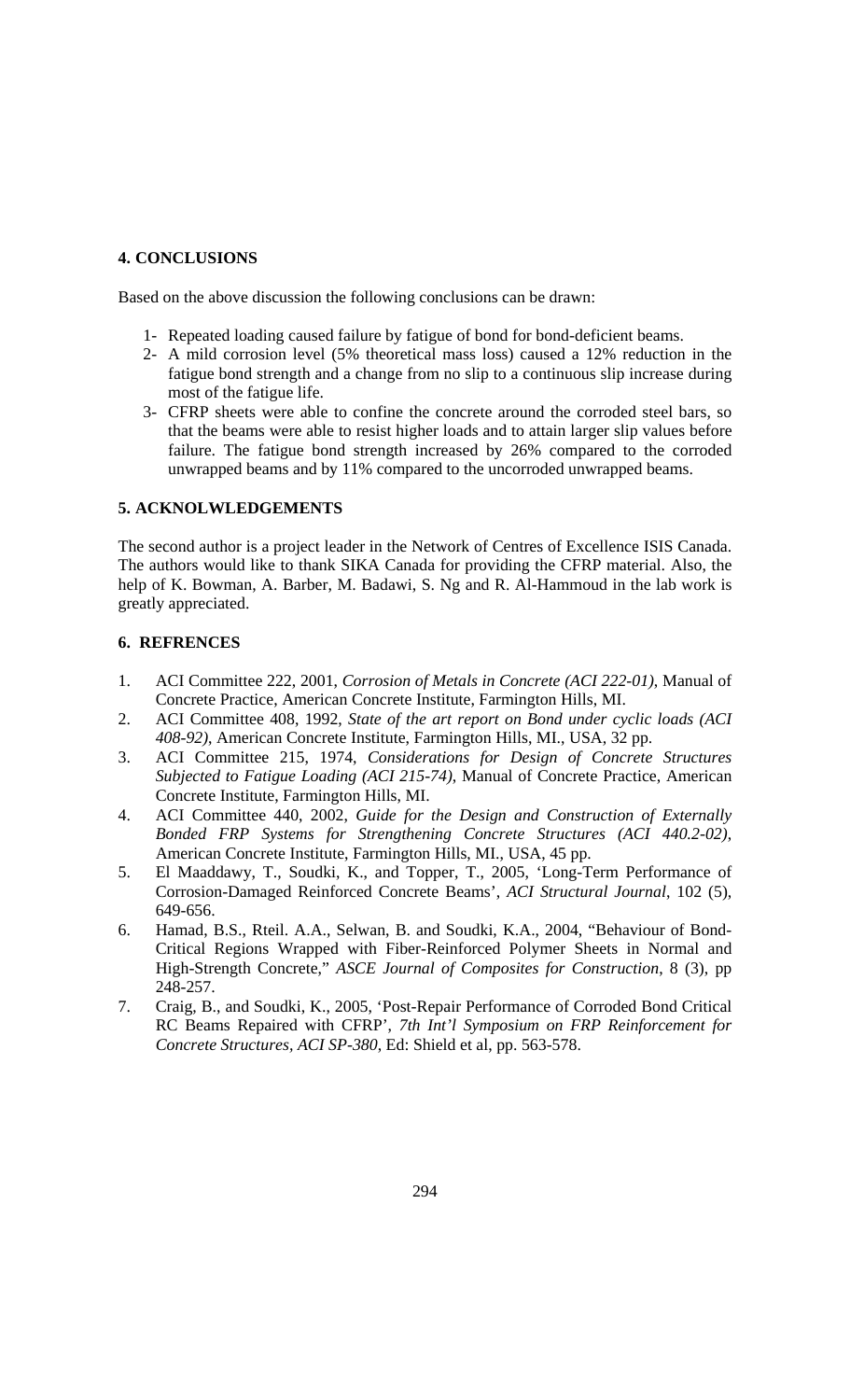## 4. CONCLUSIONS

Based on the above discussion the following conclusions can be drawn:

1- Repeated loading caused failure by fatigue of bond for bond-deficient beams.
2- A mild corrosion level (5% theoretical mass loss) caused a 12% reduction in the fatigue bond strength and a change from no slip to a continuous slip increase during most of the fatigue life.
3- CFRP sheets were able to confine the concrete around the corroded steel bars, so that the beams were able to resist higher loads and to attain larger slip values before failure. The fatigue bond strength increased by 26% compared to the corroded unwrapped beams and by 11% compared to the uncorroded unwrapped beams.

## 5. ACKNOLWLEDGEMENTS

The second author is a project leader in the Network of Centres of Excellence ISIS Canada. The authors would like to thank SIKA Canada for providing the CFRP material. Also, the help of K. Bowman, A. Barber, M. Badawi, S. Ng and R. Al-Hammoud in the lab work is greatly appreciated.

## 6. REFRENCES

1. ACI Committee 222, 2001, *Corrosion of Metals in Concrete (ACI 222-01)*, Manual of Concrete Practice, American Concrete Institute, Farmington Hills, MI.
2. ACI Committee 408, 1992, *State of the art report on Bond under cyclic loads (ACI 408-92)*, American Concrete Institute, Farmington Hills, MI., USA, 32 pp.
3. ACI Committee 215, 1974, *Considerations for Design of Concrete Structures Subjected to Fatigue Loading (ACI 215-74)*, Manual of Concrete Practice, American Concrete Institute, Farmington Hills, MI.
4. ACI Committee 440, 2002, *Guide for the Design and Construction of Externally Bonded FRP Systems for Strengthening Concrete Structures (ACI 440.2-02)*, American Concrete Institute, Farmington Hills, MI., USA, 45 pp.
5. El Maaddawy, T., Soudki, K., and Topper, T., 2005, 'Long-Term Performance of Corrosion-Damaged Reinforced Concrete Beams', *ACI Structural Journal*, 102 (5), 649-656.
6. Hamad, B.S., Rteil. A.A., Selwan, B. and Soudki, K.A., 2004, "Behaviour of Bond-Critical Regions Wrapped with Fiber-Reinforced Polymer Sheets in Normal and High-Strength Concrete," *ASCE Journal of Composites for Construction*, 8 (3), pp 248-257.
7. Craig, B., and Soudki, K., 2005, 'Post-Repair Performance of Corroded Bond Critical RC Beams Repaired with CFRP', *7th Int'l Symposium on FRP Reinforcement for Concrete Structures, ACI SP-380*, Ed: Shield et al, pp. 563-578.